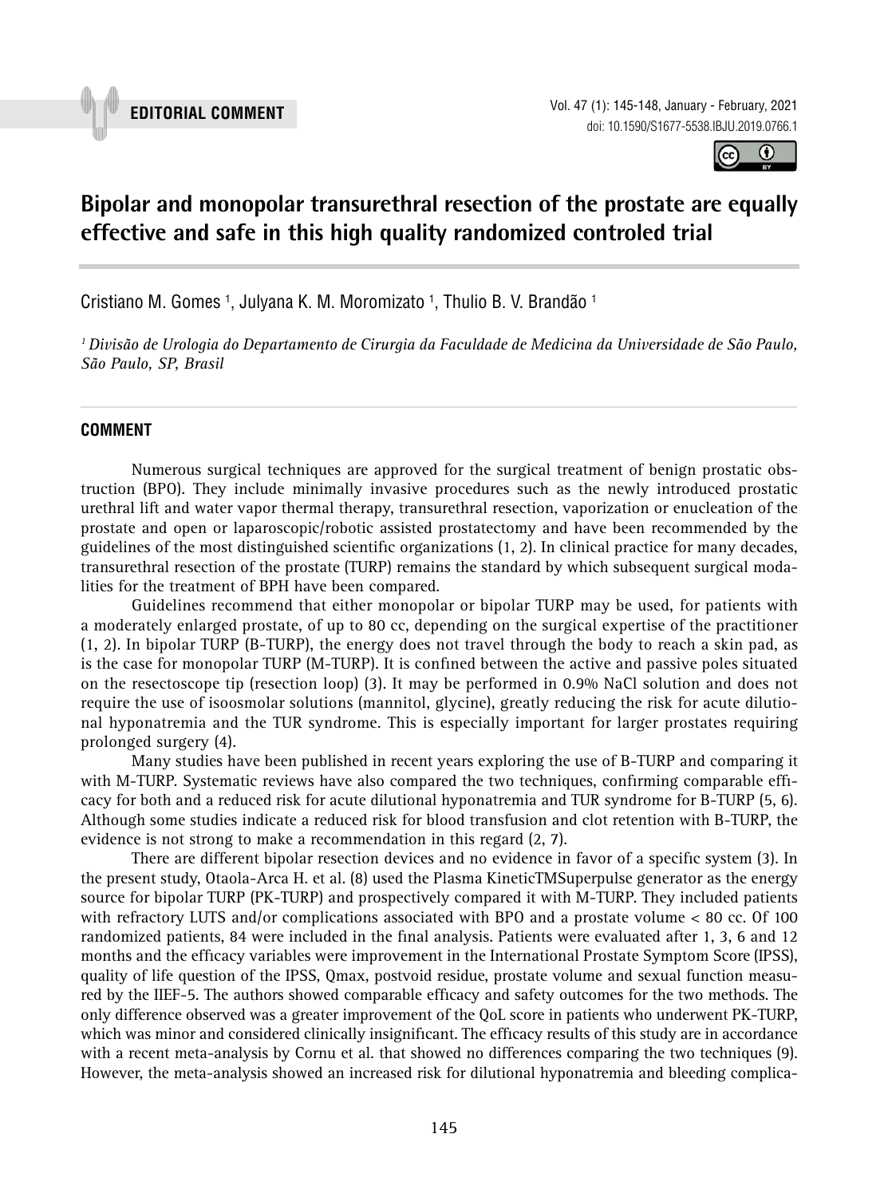EDITORIAL COMMENT

# Bipolar and monopolar transurethral resection of the prostate are equally effective and safe in this high quality randomized controled trial

Cristiano M. Gomes [1], Julyana K. M. Moromizato [1], Thulio B. V. Brandão [1]

[1] *Divisão de Urologia do Departamento de Cirurgia da Faculdade de Medicina da Universidade de São Paulo, São Paulo, SP, Brasil*

## COMMENT

Numerous surgical techniques are approved for the surgical treatment of benign prostatic obstruction (BPO). They include minimally invasive procedures such as the newly introduced prostatic urethral lift and water vapor thermal therapy, transurethral resection, vaporization or enucleation of the prostate and open or laparoscopic/robotic assisted prostatectomy and have been recommended by the guidelines of the most distinguished scientific organizations (1, 2). In clinical practice for many decades, transurethral resection of the prostate (TURP) remains the standard by which subsequent surgical modalities for the treatment of BPH have been compared.

Guidelines recommend that either monopolar or bipolar TURP may be used, for patients with a moderately enlarged prostate, of up to 80 cc, depending on the surgical expertise of the practitioner (1, 2). In bipolar TURP (B-TURP), the energy does not travel through the body to reach a skin pad, as is the case for monopolar TURP (M-TURP). It is confined between the active and passive poles situated on the resectoscope tip (resection loop) (3). It may be performed in 0.9% NaCl solution and does not require the use of isoosmolar solutions (mannitol, glycine), greatly reducing the risk for acute dilutional hyponatremia and the TUR syndrome. This is especially important for larger prostates requiring prolonged surgery (4).

Many studies have been published in recent years exploring the use of B-TURP and comparing it with M-TURP. Systematic reviews have also compared the two techniques, confirming comparable efficacy for both and a reduced risk for acute dilutional hyponatremia and TUR syndrome for B-TURP (5, 6). Although some studies indicate a reduced risk for blood transfusion and clot retention with B-TURP, the evidence is not strong to make a recommendation in this regard (2, 7).

There are different bipolar resection devices and no evidence in favor of a specific system (3). In the present study, Otaola-Arca H. et al. (8) used the Plasma KineticTMSuperpulse generator as the energy source for bipolar TURP (PK-TURP) and prospectively compared it with M-TURP. They included patients with refractory LUTS and/or complications associated with BPO and a prostate volume < 80 cc. Of 100 randomized patients, 84 were included in the final analysis. Patients were evaluated after 1, 3, 6 and 12 months and the efficacy variables were improvement in the International Prostate Symptom Score (IPSS), quality of life question of the IPSS, Qmax, postvoid residue, prostate volume and sexual function measured by the IIEF-5. The authors showed comparable efficacy and safety outcomes for the two methods. The only difference observed was a greater improvement of the QoL score in patients who underwent PK-TURP, which was minor and considered clinically insignificant. The efficacy results of this study are in accordance with a recent meta-analysis by Cornu et al. that showed no differences comparing the two techniques (9). However, the meta-analysis showed an increased risk for dilutional hyponatremia and bleeding complica-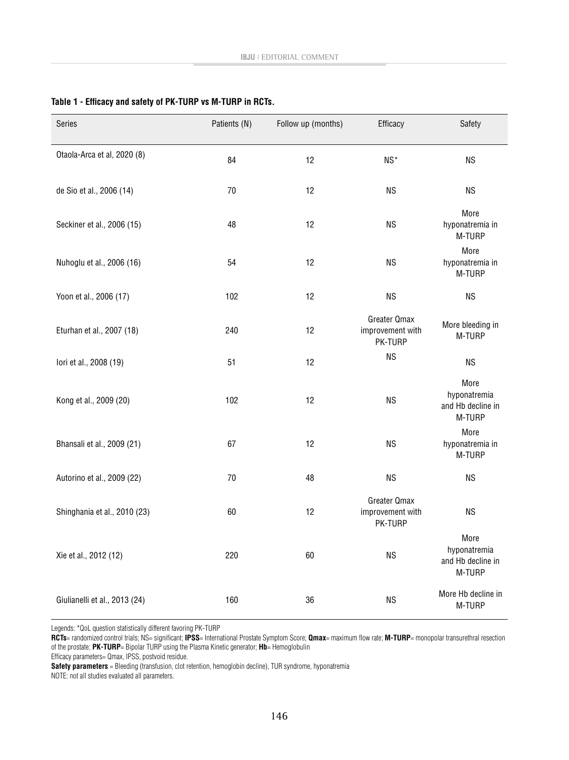**Table 1 - Efficacy and safety of PK-TURP vs M-TURP in RCTs.**

| Series | Patients (N) | Follow up (months) | Efficacy | Safety |
|---|---|---|---|---|
| Otaola-Arca et al, 2020 (8) | 84 | 12 | NS* | NS |
| de Sio et al., 2006 (14) | 70 | 12 | NS | NS |
| Seckiner et al., 2006 (15) | 48 | 12 | NS | More hyponatremia in M-TURP |
| Nuhoglu et al., 2006 (16) | 54 | 12 | NS | More hyponatremia in M-TURP |
| Yoon et al., 2006 (17) | 102 | 12 | NS | NS |
| Eturhan et al., 2007 (18) | 240 | 12 | Greater Qmax improvement with PK-TURP | More bleeding in M-TURP |
| Iori et al., 2008 (19) | 51 | 12 | NS | NS |
| Kong et al., 2009 (20) | 102 | 12 | NS | More hyponatremia and Hb decline in M-TURP |
| Bhansali et al., 2009 (21) | 67 | 12 | NS | More hyponatremia in M-TURP |
| Autorino et al., 2009 (22) | 70 | 48 | NS | NS |
| Shinghania et al., 2010 (23) | 60 | 12 | Greater Qmax improvement with PK-TURP | NS |
| Xie et al., 2012 (12) | 220 | 60 | NS | More hyponatremia and Hb decline in M-TURP |
| Giulianelli et al., 2013 (24) | 160 | 36 | NS | More Hb decline in M-TURP |

Legends: *QoL question statistically different favoring PK-TURP

**RCTs**= randomized control trials; NS= significant; **IPSS**= International Prostate Symptom Score; **Qmax**= maximum flow rate; **M-TURP**= monopolar transurethral resection of the prostate; **PK-TURP**= Bipolar TURP using the Plasma Kinetic generator; **Hb**= Hemoglobulin

Efficacy parameters= Qmax, IPSS, postvoid residue.

**Safety parameters** = Bleeding (transfusion, clot retention, hemoglobin decline), TUR syndrome, hyponatremia

NOTE: not all studies evaluated all parameters.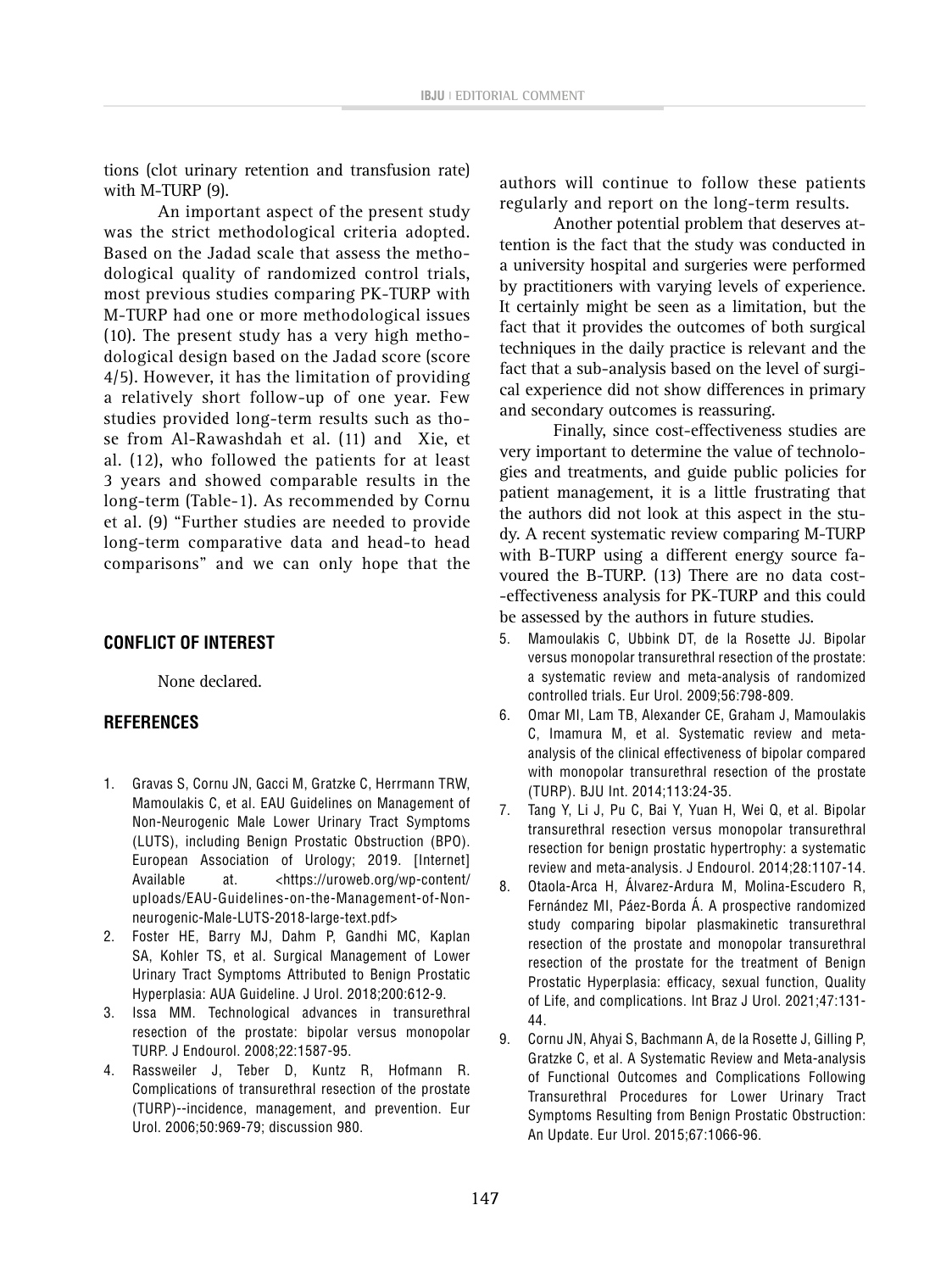tions (clot urinary retention and transfusion rate) with M-TURP (9).

An important aspect of the present study was the strict methodological criteria adopted. Based on the Jadad scale that assess the methodological quality of randomized control trials, most previous studies comparing PK-TURP with M-TURP had one or more methodological issues (10). The present study has a very high methodological design based on the Jadad score (score 4/5). However, it has the limitation of providing a relatively short follow-up of one year. Few studies provided long-term results such as those from Al-Rawashdah et al. (11) and Xie, et al. (12), who followed the patients for at least 3 years and showed comparable results in the long-term (Table-1). As recommended by Cornu et al. (9) "Further studies are needed to provide long-term comparative data and head-to head comparisons" and we can only hope that the authors will continue to follow these patients regularly and report on the long-term results.

Another potential problem that deserves attention is the fact that the study was conducted in a university hospital and surgeries were performed by practitioners with varying levels of experience. It certainly might be seen as a limitation, but the fact that it provides the outcomes of both surgical techniques in the daily practice is relevant and the fact that a sub-analysis based on the level of surgical experience did not show differences in primary and secondary outcomes is reassuring.

Finally, since cost-effectiveness studies are very important to determine the value of technologies and treatments, and guide public policies for patient management, it is a little frustrating that the authors did not look at this aspect in the study. A recent systematic review comparing M-TURP with B-TURP using a different energy source favoured the B-TURP. (13) There are no data cost-effectiveness analysis for PK-TURP and this could be assessed by the authors in future studies.

## CONFLICT OF INTEREST

None declared.

## REFERENCES

1. Gravas S, Cornu JN, Gacci M, Gratzke C, Herrmann TRW, Mamoulakis C, et al. EAU Guidelines on Management of Non-Neurogenic Male Lower Urinary Tract Symptoms (LUTS), including Benign Prostatic Obstruction (BPO). European Association of Urology; 2019. [Internet] Available at. <https://uroweb.org/wp-content/uploads/EAU-Guidelines-on-the-Management-of-Non-neurogenic-Male-LUTS-2018-large-text.pdf>
2. Foster HE, Barry MJ, Dahm P, Gandhi MC, Kaplan SA, Kohler TS, et al. Surgical Management of Lower Urinary Tract Symptoms Attributed to Benign Prostatic Hyperplasia: AUA Guideline. J Urol. 2018;200:612-9.
3. Issa MM. Technological advances in transurethral resection of the prostate: bipolar versus monopolar TURP. J Endourol. 2008;22:1587-95.
4. Rassweiler J, Teber D, Kuntz R, Hofmann R. Complications of transurethral resection of the prostate (TURP)--incidence, management, and prevention. Eur Urol. 2006;50:969-79; discussion 980.
5. Mamoulakis C, Ubbink DT, de la Rosette JJ. Bipolar versus monopolar transurethral resection of the prostate: a systematic review and meta-analysis of randomized controlled trials. Eur Urol. 2009;56:798-809.
6. Omar MI, Lam TB, Alexander CE, Graham J, Mamoulakis C, Imamura M, et al. Systematic review and meta-analysis of the clinical effectiveness of bipolar compared with monopolar transurethral resection of the prostate (TURP). BJU Int. 2014;113:24-35.
7. Tang Y, Li J, Pu C, Bai Y, Yuan H, Wei Q, et al. Bipolar transurethral resection versus monopolar transurethral resection for benign prostatic hypertrophy: a systematic review and meta-analysis. J Endourol. 2014;28:1107-14.
8. Otaola-Arca H, Álvarez-Ardura M, Molina-Escudero R, Fernández MI, Páez-Borda Á. A prospective randomized study comparing bipolar plasmakinetic transurethral resection of the prostate and monopolar transurethral resection of the prostate for the treatment of Benign Prostatic Hyperplasia: efficacy, sexual function, Quality of Life, and complications. Int Braz J Urol. 2021;47:131-44.
9. Cornu JN, Ahyai S, Bachmann A, de la Rosette J, Gilling P, Gratzke C, et al. A Systematic Review and Meta-analysis of Functional Outcomes and Complications Following Transurethral Procedures for Lower Urinary Tract Symptoms Resulting from Benign Prostatic Obstruction: An Update. Eur Urol. 2015;67:1066-96.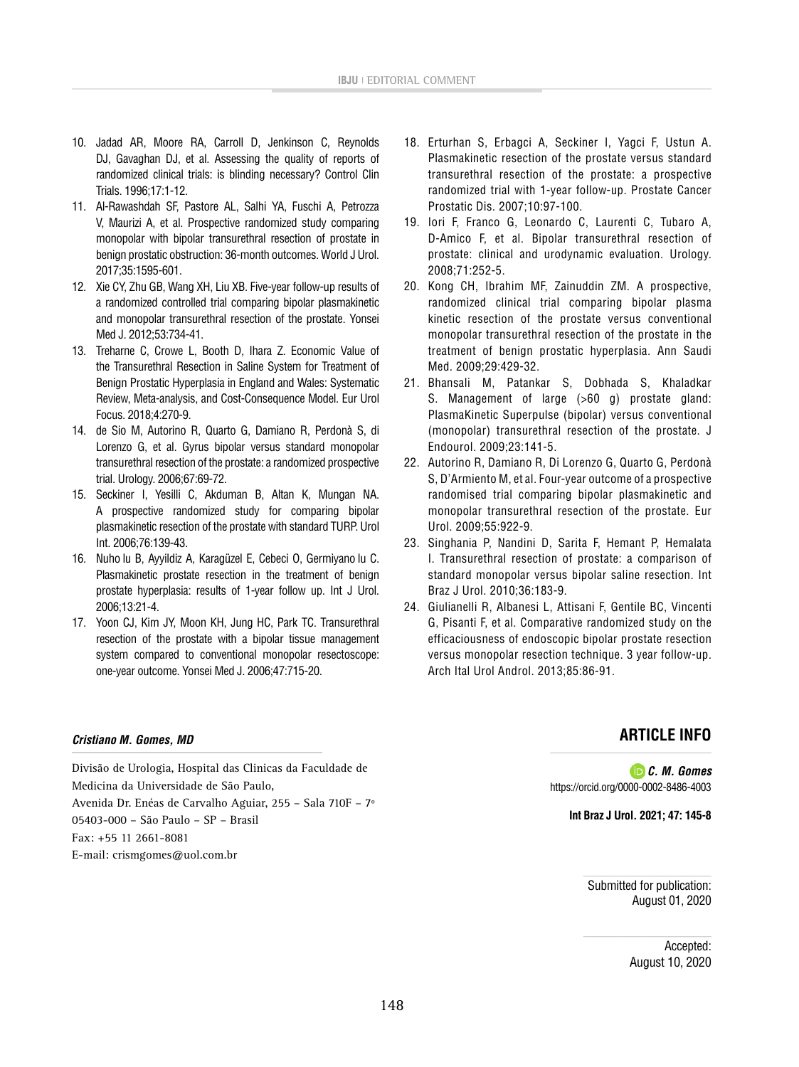10. Jadad AR, Moore RA, Carroll D, Jenkinson C, Reynolds DJ, Gavaghan DJ, et al. Assessing the quality of reports of randomized clinical trials: is blinding necessary? Control Clin Trials. 1996;17:1-12.
11. Al-Rawashdah SF, Pastore AL, Salhi YA, Fuschi A, Petrozza V, Maurizi A, et al. Prospective randomized study comparing monopolar with bipolar transurethral resection of prostate in benign prostatic obstruction: 36-month outcomes. World J Urol. 2017;35:1595-601.
12. Xie CY, Zhu GB, Wang XH, Liu XB. Five-year follow-up results of a randomized controlled trial comparing bipolar plasmakinetic and monopolar transurethral resection of the prostate. Yonsei Med J. 2012;53:734-41.
13. Treharne C, Crowe L, Booth D, Ihara Z. Economic Value of the Transurethral Resection in Saline System for Treatment of Benign Prostatic Hyperplasia in England and Wales: Systematic Review, Meta-analysis, and Cost-Consequence Model. Eur Urol Focus. 2018;4:270-9.
14. de Sio M, Autorino R, Quarto G, Damiano R, Perdonà S, di Lorenzo G, et al. Gyrus bipolar versus standard monopolar transurethral resection of the prostate: a randomized prospective trial. Urology. 2006;67:69-72.
15. Seckiner I, Yesilli C, Akduman B, Altan K, Mungan NA. A prospective randomized study for comparing bipolar plasmakinetic resection of the prostate with standard TURP. Urol Int. 2006;76:139-43.
16. Nuho lu B, Ayyildiz A, Karagüzel E, Cebeci O, Germiyano lu C. Plasmakinetic prostate resection in the treatment of benign prostate hyperplasia: results of 1-year follow up. Int J Urol. 2006;13:21-4.
17. Yoon CJ, Kim JY, Moon KH, Jung HC, Park TC. Transurethral resection of the prostate with a bipolar tissue management system compared to conventional monopolar resectoscope: one-year outcome. Yonsei Med J. 2006;47:715-20.
18. Erturhan S, Erbagci A, Seckiner I, Yagci F, Ustun A. Plasmakinetic resection of the prostate versus standard transurethral resection of the prostate: a prospective randomized trial with 1-year follow-up. Prostate Cancer Prostatic Dis. 2007;10:97-100.
19. Iori F, Franco G, Leonardo C, Laurenti C, Tubaro A, D-Amico F, et al. Bipolar transurethral resection of prostate: clinical and urodynamic evaluation. Urology. 2008;71:252-5.
20. Kong CH, Ibrahim MF, Zainuddin ZM. A prospective, randomized clinical trial comparing bipolar plasma kinetic resection of the prostate versus conventional monopolar transurethral resection of the prostate in the treatment of benign prostatic hyperplasia. Ann Saudi Med. 2009;29:429-32.
21. Bhansali M, Patankar S, Dobhada S, Khaladkar S. Management of large (>60 g) prostate gland: PlasmaKinetic Superpulse (bipolar) versus conventional (monopolar) transurethral resection of the prostate. J Endourol. 2009;23:141-5.
22. Autorino R, Damiano R, Di Lorenzo G, Quarto G, Perdonà S, D'Armiento M, et al. Four-year outcome of a prospective randomised trial comparing bipolar plasmakinetic and monopolar transurethral resection of the prostate. Eur Urol. 2009;55:922-9.
23. Singhania P, Nandini D, Sarita F, Hemant P, Hemalata I. Transurethral resection of prostate: a comparison of standard monopolar versus bipolar saline resection. Int Braz J Urol. 2010;36:183-9.
24. Giulianelli R, Albanesi L, Attisani F, Gentile BC, Vincenti G, Pisanti F, et al. Comparative randomized study on the efficaciousness of endoscopic bipolar prostate resection versus monopolar resection technique. 3 year follow-up. Arch Ital Urol Androl. 2013;85:86-91.

***Cristiano M. Gomes, MD***

Divisão de Urologia, Hospital das Clinicas da Faculdade de Medicina da Universidade de São Paulo,
Avenida Dr. Enéas de Carvalho Aguiar, 255 – Sala 710F – 7º
05403-000 – São Paulo – SP – Brasil
Fax: +55 11 2661-8081
E-mail: crismgomes@uol.com.br

## ARTICLE INFO

***C. M. Gomes***
https://orcid.org/0000-0002-8486-4003

**Int Braz J Urol. 2021; 47: 145-8**

Submitted for publication:
August 01, 2020

Accepted:
August 10, 2020